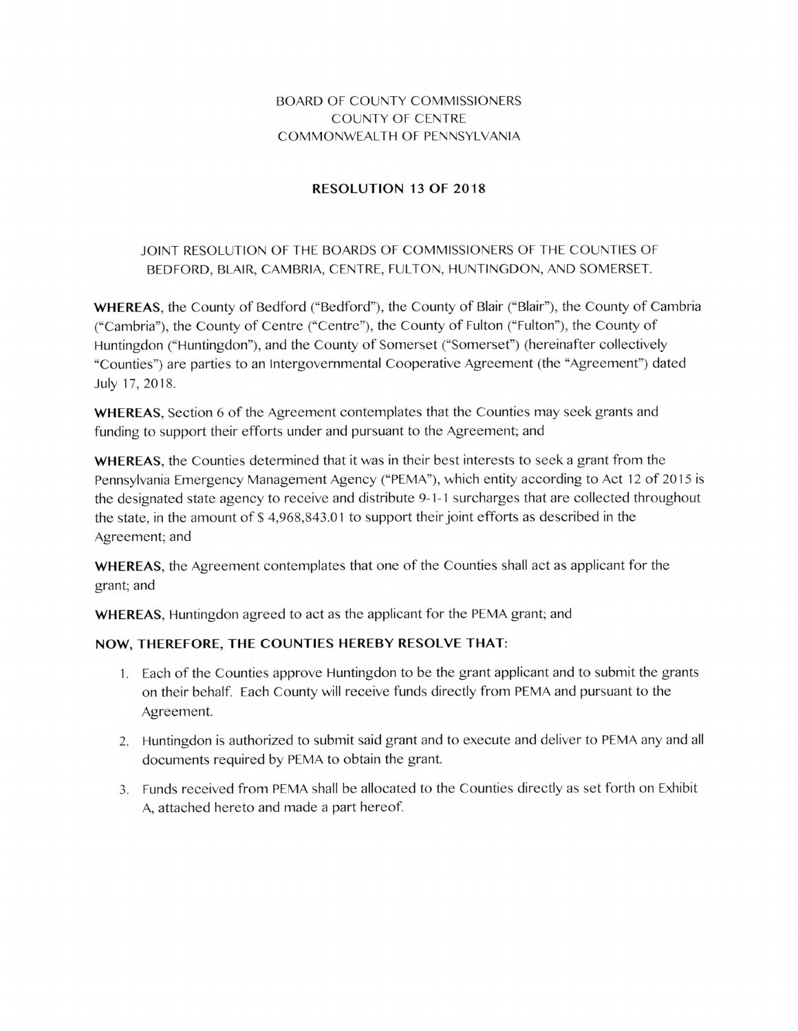BOARD OF COUNTY COMMISSIONERS
COUNTY OF CENTRE
COMMONWEALTH OF PENNSYLVANIA

**RESOLUTION 13 OF 2018**

JOINT RESOLUTION OF THE BOARDS OF COMMISSIONERS OF THE COUNTIES OF BEDFORD, BLAIR, CAMBRIA, CENTRE, FULTON, HUNTINGDON, AND SOMERSET.

**WHEREAS**, the County of Bedford ("Bedford"), the County of Blair ("Blair"), the County of Cambria ("Cambria"), the County of Centre ("Centre"), the County of Fulton ("Fulton"), the County of Huntingdon ("Huntingdon"), and the County of Somerset ("Somerset") (hereinafter collectively "Counties") are parties to an Intergovernmental Cooperative Agreement (the "Agreement") dated July 17, 2018.

**WHEREAS**, Section 6 of the Agreement contemplates that the Counties may seek grants and funding to support their efforts under and pursuant to the Agreement; and

**WHEREAS**, the Counties determined that it was in their best interests to seek a grant from the Pennsylvania Emergency Management Agency ("PEMA"), which entity according to Act 12 of 2015 is the designated state agency to receive and distribute 9-1-1 surcharges that are collected throughout the state, in the amount of $ 4,968,843.01 to support their joint efforts as described in the Agreement; and

**WHEREAS**, the Agreement contemplates that one of the Counties shall act as applicant for the grant; and

**WHEREAS**, Huntingdon agreed to act as the applicant for the PEMA grant; and

**NOW, THEREFORE, THE COUNTIES HEREBY RESOLVE THAT:**

1. Each of the Counties approve Huntingdon to be the grant applicant and to submit the grants on their behalf. Each County will receive funds directly from PEMA and pursuant to the Agreement.
2. Huntingdon is authorized to submit said grant and to execute and deliver to PEMA any and all documents required by PEMA to obtain the grant.
3. Funds received from PEMA shall be allocated to the Counties directly as set forth on Exhibit A, attached hereto and made a part hereof.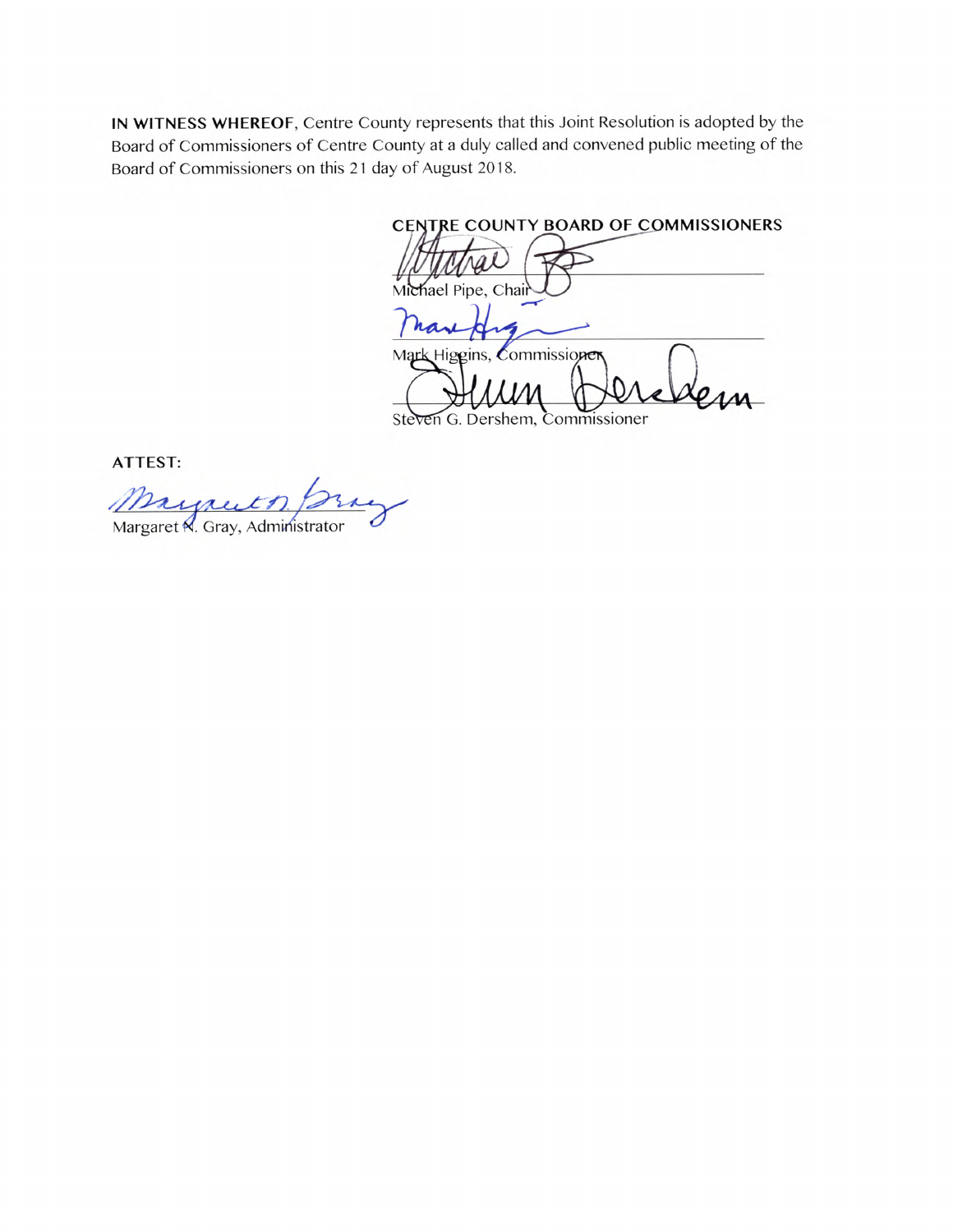**IN WITNESS WHEREOF**, Centre County represents that this Joint Resolution is adopted by the Board of Commissioners of Centre County at a duly called and convened public meeting of the Board of Commissioners on this 21 day of August 2018.

**CENTRE COUNTY BOARD OF COMMISSIONERS**

Michael Pipe, Chair

Mark Higgins, Commissioner

Steven G. Dershem, Commissioner

**ATTEST:**

Margaret N. Gray, Administrator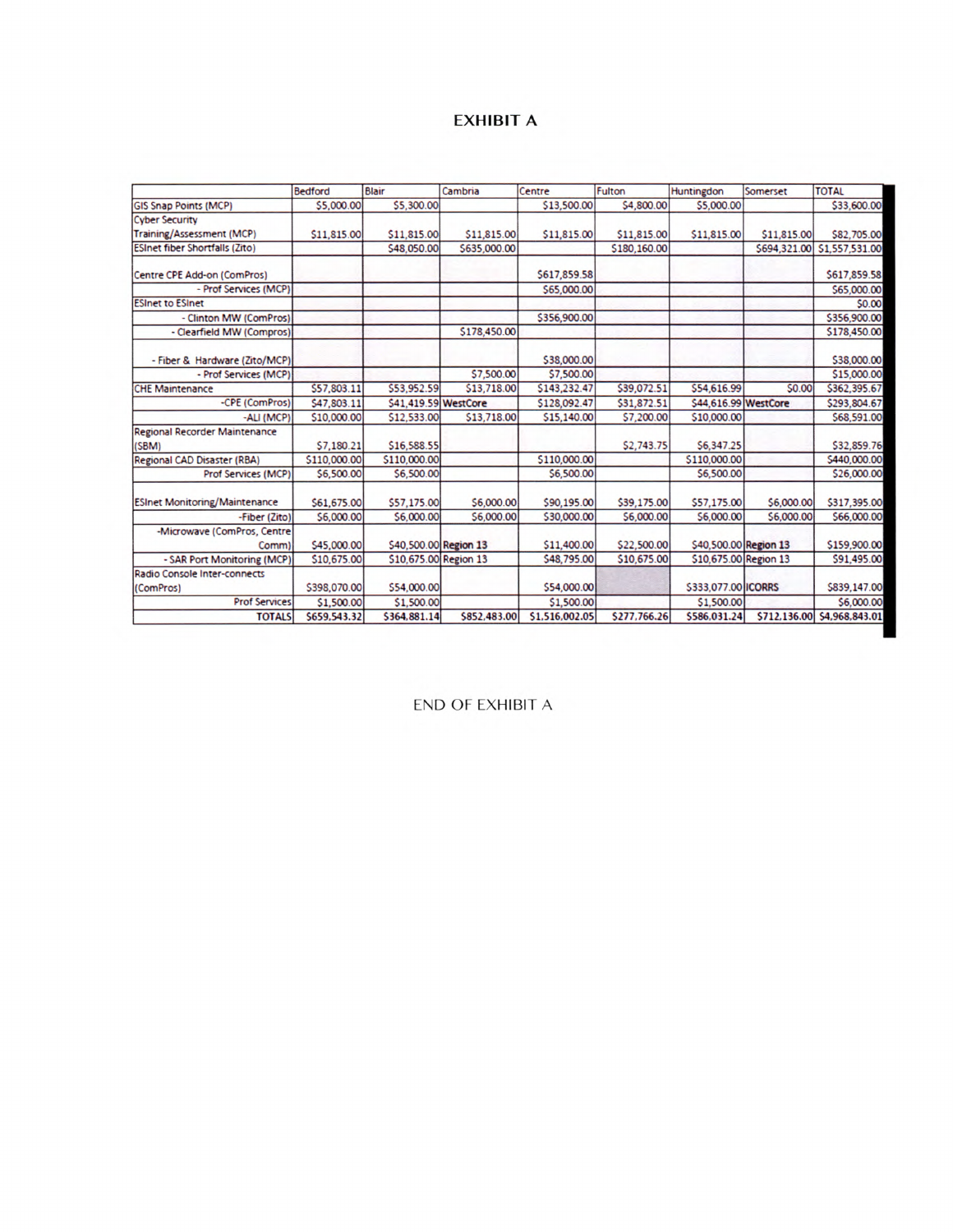## EXHIBIT A

| | Bedford | Blair | Cambria | Centre | Fulton | Huntingdon | Somerset | TOTAL |
|---|---|---|---|---|---|---|---|---|
| GIS Snap Points (MCP) | $5,000.00 | $5,300.00 | | $13,500.00 | $4,800.00 | $5,000.00 | | $33,600.00 |
| Cyber Security Training/Assessment (MCP) | $11,815.00 | $11,815.00 | $11,815.00 | $11,815.00 | $11,815.00 | $11,815.00 | $11,815.00 | $82,705.00 |
| ESInet fiber Shortfalls (Zito) | | $48,050.00 | $635,000.00 | | $180,160.00 | | $694,321.00 | $1,557,531.00 |
| Centre CPE Add-on (ComPros) | | | | $617,859.58 | | | | $617,859.58 |
| - Prof Services (MCP) | | | | $65,000.00 | | | | $65,000.00 |
| ESInet to ESInet | | | | | | | | $0.00 |
| - Clinton MW (ComPros) | | | | $356,900.00 | | | | $356,900.00 |
| - Clearfield MW (Compros) | | | $178,450.00 | | | | | $178,450.00 |
| - Fiber & Hardware (Zito/MCP) | | | | $38,000.00 | | | | $38,000.00 |
| - Prof Services (MCP) | | | $7,500.00 | $7,500.00 | | | | $15,000.00 |
| CHE Maintenance | $57,803.11 | $53,952.59 | $13,718.00 | $143,232.47 | $39,072.51 | $54,616.99 | $0.00 | $362,395.67 |
| -CPE (ComPros) | $47,803.11 | $41,419.59 | WestCore | $128,092.47 | $31,872.51 | $44,616.99 | WestCore | $293,804.67 |
| -ALI (MCP) | $10,000.00 | $12,533.00 | $13,718.00 | $15,140.00 | $7,200.00 | $10,000.00 | | $68,591.00 |
| Regional Recorder Maintenance (SBM) | $7,180.21 | $16,588.55 | | | $2,743.75 | $6,347.25 | | $32,859.76 |
| Regional CAD Disaster (RBA) | $110,000.00 | $110,000.00 | | $110,000.00 | | $110,000.00 | | $440,000.00 |
| Prof Services (MCP) | $6,500.00 | $6,500.00 | | $6,500.00 | | $6,500.00 | | $26,000.00 |
| ESInet Monitoring/Maintenance | $61,675.00 | $57,175.00 | $6,000.00 | $90,195.00 | $39,175.00 | $57,175.00 | $6,000.00 | $317,395.00 |
| -Fiber (Zito) | $6,000.00 | $6,000.00 | $6,000.00 | $30,000.00 | $6,000.00 | $6,000.00 | $6,000.00 | $66,000.00 |
| -Microwave (ComPros, Centre Comm) | $45,000.00 | $40,500.00 | Region 13 | $11,400.00 | $22,500.00 | $40,500.00 | Region 13 | $159,900.00 |
| - SAR Port Monitoring (MCP) | $10,675.00 | $10,675.00 | Region 13 | $48,795.00 | $10,675.00 | $10,675.00 | Region 13 | $91,495.00 |
| Radio Console Inter-connects (ComPros) | $398,070.00 | $54,000.00 | | $54,000.00 | | $333,077.00 | ICORRS | $839,147.00 |
| Prof Services | $1,500.00 | $1,500.00 | | $1,500.00 | | $1,500.00 | | $6,000.00 |
| TOTALS | $659,543.32 | $364,881.14 | $852,483.00 | $1,516,002.05 | $277,766.26 | $586,031.24 | $712,136.00 | $4,968,843.01 |

END OF EXHIBIT A